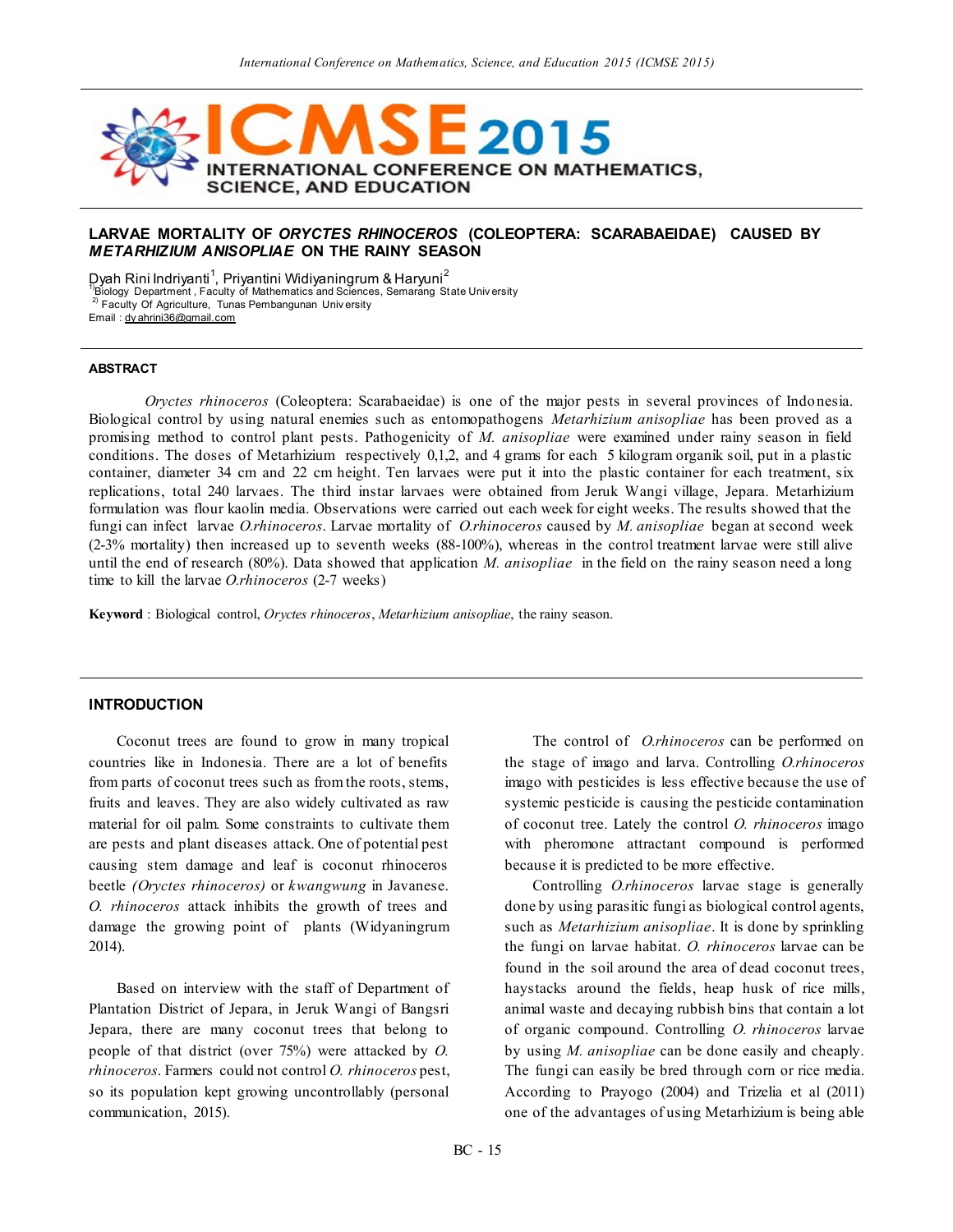# LARVAE MORTALITY OF *ORYCTES RHINOCEROS* (COLEOPTERA: SCARABAEIDAE) CAUSED BY *METARHIZIUM ANISOPLIAE* ON THE RAINY SEASON

Dyah Rini Indriyanti[1], Priyantini Widiyaningrum & Haryuni[2]

[1]Biology Department , Faculty of Mathematics and Sciences, Semarang State University
[2] Faculty Of Agriculture, Tunas Pembangunan University
Email : dyahrini36@gmail.com

## ABSTRACT

*Oryctes rhinoceros* (Coleoptera: Scarabaeidae) is one of the major pests in several provinces of Indonesia. Biological control by using natural enemies such as entomopathogens *Metarhizium anisopliae* has been proved as a promising method to control plant pests. Pathogenicity of *M. anisopliae* were examined under rainy season in field conditions. The doses of Metarhizium respectively 0,1,2, and 4 grams for each 5 kilogram organik soil, put in a plastic container, diameter 34 cm and 22 cm height. Ten larvaes were put it into the plastic container for each treatment, six replications, total 240 larvaes. The third instar larvaes were obtained from Jeruk Wangi village, Jepara. Metarhizium formulation was flour kaolin media. Observations were carried out each week for eight weeks. The results showed that the fungi can infect larvae *O.rhinoceros*. Larvae mortality of *O.rhinoceros* caused by *M. anisopliae* began at second week (2-3% mortality) then increased up to seventh weeks (88-100%), whereas in the control treatment larvae were still alive until the end of research (80%). Data showed that application *M. anisopliae* in the field on the rainy season need a long time to kill the larvae *O.rhinoceros* (2-7 weeks)

**Keyword** : Biological control, *Oryctes rhinoceros*, *Metarhizium anisopliae*, the rainy season.

## INTRODUCTION

Coconut trees are found to grow in many tropical countries like in Indonesia. There are a lot of benefits from parts of coconut trees such as from the roots, stems, fruits and leaves. They are also widely cultivated as raw material for oil palm. Some constraints to cultivate them are pests and plant diseases attack. One of potential pest causing stem damage and leaf is coconut rhinoceros beetle *(Oryctes rhinoceros)* or *kwangwung* in Javanese. *O. rhinoceros* attack inhibits the growth of trees and damage the growing point of plants (Widyaningrum 2014).

Based on interview with the staff of Department of Plantation District of Jepara, in Jeruk Wangi of Bangsri Jepara, there are many coconut trees that belong to people of that district (over 75%) were attacked by *O. rhinoceros*. Farmers could not control *O. rhinoceros* pest, so its population kept growing uncontrollably (personal communication, 2015).

The control of *O.rhinoceros* can be performed on the stage of imago and larva. Controlling *O.rhinoceros* imago with pesticides is less effective because the use of systemic pesticide is causing the pesticide contamination of coconut tree. Lately the control *O. rhinoceros* imago with pheromone attractant compound is performed because it is predicted to be more effective.

Controlling *O.rhinoceros* larvae stage is generally done by using parasitic fungi as biological control agents, such as *Metarhizium anisopliae*. It is done by sprinkling the fungi on larvae habitat. *O. rhinoceros* larvae can be found in the soil around the area of dead coconut trees, haystacks around the fields, heap husk of rice mills, animal waste and decaying rubbish bins that contain a lot of organic compound. Controlling *O. rhinoceros* larvae by using *M. anisopliae* can be done easily and cheaply. The fungi can easily be bred through corn or rice media. According to Prayogo (2004) and Trizelia et al (2011) one of the advantages of using Metarhizium is being able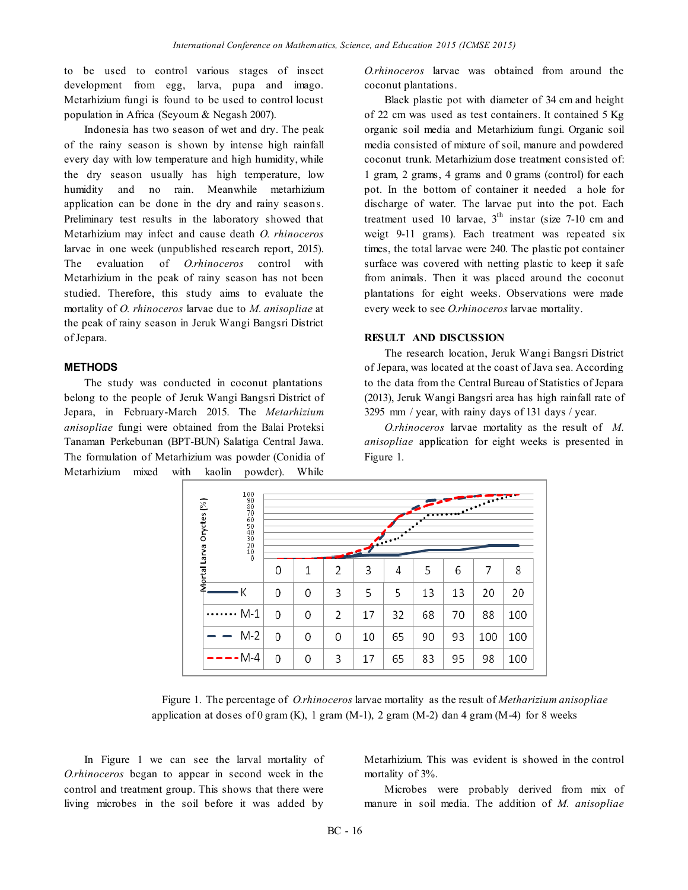to be used to control various stages of insect development from egg, larva, pupa and imago. Metarhizium fungi is found to be used to control locust population in Africa (Seyoum & Negash 2007).

Indonesia has two season of wet and dry. The peak of the rainy season is shown by intense high rainfall every day with low temperature and high humidity, while the dry season usually has high temperature, low humidity and no rain. Meanwhile metarhizium application can be done in the dry and rainy seasons. Preliminary test results in the laboratory showed that Metarhizium may infect and cause death *O. rhinoceros* larvae in one week (unpublished research report, 2015). The evaluation of *O.rhinoceros* control with Metarhizium in the peak of rainy season has not been studied. Therefore, this study aims to evaluate the mortality of *O. rhinoceros* larvae due to *M. anisopliae* at the peak of rainy season in Jeruk Wangi Bangsri District of Jepara.

## METHODS

The study was conducted in coconut plantations belong to the people of Jeruk Wangi Bangsri District of Jepara, in February-March 2015. The *Metarhizium anisopliae* fungi were obtained from the Balai Proteksi Tanaman Perkebunan (BPT-BUN) Salatiga Central Jawa. The formulation of Metarhizium was powder (Conidia of Metarhizium mixed with kaolin powder). While *O.rhinoceros* larvae was obtained from around the coconut plantations.

Black plastic pot with diameter of 34 cm and height of 22 cm was used as test containers. It contained 5 Kg organic soil media and Metarhizium fungi. Organic soil media consisted of mixture of soil, manure and powdered coconut trunk. Metarhizium dose treatment consisted of: 1 gram, 2 grams, 4 grams and 0 grams (control) for each pot. In the bottom of container it needed a hole for discharge of water. The larvae put into the pot. Each treatment used 10 larvae, 3th instar (size 7-10 cm and weigt 9-11 grams). Each treatment was repeated six times, the total larvae were 240. The plastic pot container surface was covered with netting plastic to keep it safe from animals. Then it was placed around the coconut plantations for eight weeks. Observations were made every week to see *O.rhinoceros* larvae mortality.

## RESULT AND DISCUSSION

The research location, Jeruk Wangi Bangsri District of Jepara, was located at the coast of Java sea. According to the data from the Central Bureau of Statistics of Jepara (2013), Jeruk Wangi Bangsri area has high rainfall rate of 3295 mm / year, with rainy days of 131 days / year.

*O.rhinoceros* larvae mortality as the result of *M. anisopliae* application for eight weeks is presented in Figure 1.

Mortal Larva Oryctes (%)

| | 0 | 1 | 2 | 3 | 4 | 5 | 6 | 7 | 8 |
|---|---|---|---|---|---|---|---|---|---|
| K | 0 | 0 | 3 | 5 | 5 | 13 | 13 | 20 | 20 |
| M-1 | 0 | 0 | 2 | 17 | 32 | 68 | 70 | 88 | 100 |
| M-2 | 0 | 0 | 0 | 10 | 65 | 90 | 93 | 100 | 100 |
| M-4 | 0 | 0 | 3 | 17 | 65 | 83 | 95 | 98 | 100 |

Figure 1. The percentage of *O.rhinoceros* larvae mortality as the result of *Metharizium anisopliae* application at doses of 0 gram (K), 1 gram (M-1), 2 gram (M-2) dan 4 gram (M-4) for 8 weeks

In Figure 1 we can see the larval mortality of *O.rhinoceros* began to appear in second week in the control and treatment group. This shows that there were living microbes in the soil before it was added by Metarhizium. This was evident is showed in the control mortality of 3%.

Microbes were probably derived from mix of manure in soil media. The addition of *M. anisopliae*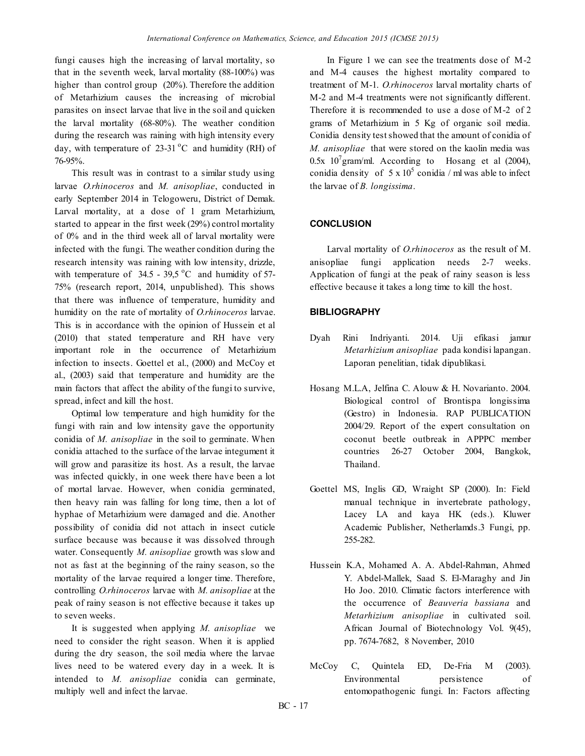fungi causes high the increasing of larval mortality, so that in the seventh week, larval mortality (88-100%) was higher than control group (20%). Therefore the addition of Metarhizium causes the increasing of microbial parasites on insect larvae that live in the soil and quicken the larval mortality (68-80%). The weather condition during the research was raining with high intensity every day, with temperature of 23-31 $^{o}$C and humidity (RH) of 76-95%.

This result was in contrast to a similar study using larvae *O.rhinoceros* and *M. anisopliae*, conducted in early September 2014 in Telogoweru, District of Demak. Larval mortality, at a dose of 1 gram Metarhizium, started to appear in the first week (29%) control mortality of 0% and in the third week all of larval mortality were infected with the fungi. The weather condition during the research intensity was raining with low intensity, drizzle, with temperature of 34.5 - 39,5 $^{o}$C and humidity of 57-75% (research report, 2014, unpublished). This shows that there was influence of temperature, humidity and humidity on the rate of mortality of *O.rhinoceros* larvae. This is in accordance with the opinion of Hussein et al (2010) that stated temperature and RH have very important role in the occurrence of Metarhizium infection to insects. Goettel et al., (2000) and McCoy et al., (2003) said that temperature and humidity are the main factors that affect the ability of the fungi to survive, spread, infect and kill the host.

Optimal low temperature and high humidity for the fungi with rain and low intensity gave the opportunity conidia of *M. anisopliae* in the soil to germinate. When conidia attached to the surface of the larvae integument it will grow and parasitize its host. As a result, the larvae was infected quickly, in one week there have been a lot of mortal larvae. However, when conidia germinated, then heavy rain was falling for long time, then a lot of hyphae of Metarhizium were damaged and die. Another possibility of conidia did not attach in insect cuticle surface because was because it was dissolved through water. Consequently *M. anisopliae* growth was slow and not as fast at the beginning of the rainy season, so the mortality of the larvae required a longer time. Therefore, controlling *O.rhinoceros* larvae with *M. anisopliae* at the peak of rainy season is not effective because it takes up to seven weeks.

It is suggested when applying *M. anisopliae* we need to consider the right season. When it is applied during the dry season, the soil media where the larvae lives need to be watered every day in a week. It is intended to *M. anisopliae* conidia can germinate, multiply well and infect the larvae.

In Figure 1 we can see the treatments dose of M-2 and M-4 causes the highest mortality compared to treatment of M-1. *O.rhinoceros* larval mortality charts of M-2 and M-4 treatments were not significantly different. Therefore it is recommended to use a dose of M-2 of 2 grams of Metarhizium in 5 Kg of organic soil media. Conidia density test showed that the amount of conidia of *M. anisopliae* that were stored on the kaolin media was 0.5x $10^{7}$gram/ml. According to Hosang et al (2004), conidia density of 5 x $10^{5}$ conidia / ml was able to infect the larvae of *B. longissima*.

## CONCLUSION

Larval mortality of *O.rhinoceros* as the result of M. anisopliae fungi application needs 2-7 weeks. Application of fungi at the peak of rainy season is less effective because it takes a long time to kill the host.

## BIBLIOGRAPHY

Dyah Rini Indriyanti. 2014. Uji efikasi jamur *Metarhizium anisopliae* pada kondisi lapangan. Laporan penelitian, tidak dipublikasi.

Hosang M.L.A, Jelfina C. Alouw & H. Novarianto. 2004. Biological control of Brontispa longissima (Gestro) in Indonesia. RAP PUBLICATION 2004/29. Report of the expert consultation on coconut beetle outbreak in APPPC member countries 26-27 October 2004, Bangkok, Thailand.

Goettel MS, Inglis GD, Wraight SP (2000). In: Field manual technique in invertebrate pathology, Lacey LA and kaya HK (eds.). Kluwer Academic Publisher, Netherlamds.3 Fungi, pp. 255-282.

Hussein K.A, Mohamed A. A. Abdel-Rahman, Ahmed Y. Abdel-Mallek, Saad S. El-Maraghy and Jin Ho Joo. 2010. Climatic factors interference with the occurrence of *Beauveria bassiana* and *Metarhizium anisopliae* in cultivated soil. African Journal of Biotechnology Vol. 9(45), pp. 7674-7682, 8 November, 2010

McCoy C, Quintela ED, De-Fria M (2003). Environmental persistence of entomopathogenic fungi. In: Factors affecting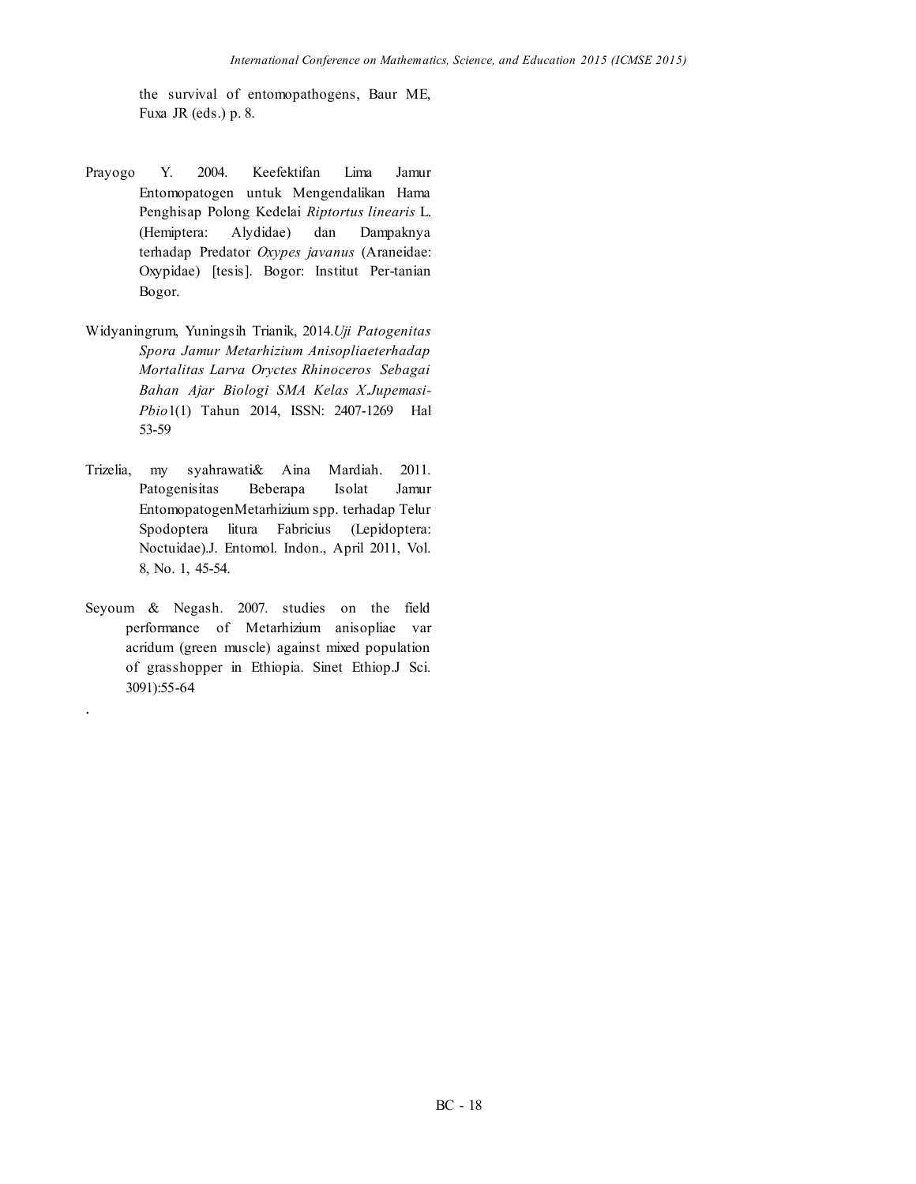the survival of entomopathogens, Baur ME, Fuxa JR (eds.) p. 8.

Prayogo Y. 2004. Keefektifan Lima Jamur Entomopatogen untuk Mengendalikan Hama Penghisap Polong Kedelai *Riptortus linearis* L. (Hemiptera: Alydidae) dan Dampaknya terhadap Predator *Oxypes javanus* (Araneidae: Oxypidae) [tesis]. Bogor: Institut Per-tanian Bogor.

Widyaningrum, Yuningsih Trianik, 2014.*Uji Patogenitas Spora Jamur Metarhizium Anisopliaeterhadap Mortalitas Larva Oryctes Rhinoceros Sebagai Bahan Ajar Biologi SMA Kelas X.Jupemasi-Pbio*1(1) Tahun 2014, ISSN: 2407-1269 Hal 53-59

Trizelia, my syahrawati& Aina Mardiah. 2011. Patogenisitas Beberapa Isolat Jamur EntomopatogenMetarhizium spp. terhadap Telur Spodoptera litura Fabricius (Lepidoptera: Noctuidae).J. Entomol. Indon., April 2011, Vol. 8, No. 1, 45-54.

Seyoum & Negash. 2007. studies on the field performance of Metarhizium anisopliae var acridum (green muscle) against mixed population of grasshopper in Ethiopia. Sinet Ethiop.J Sci. 3091):55-64

.